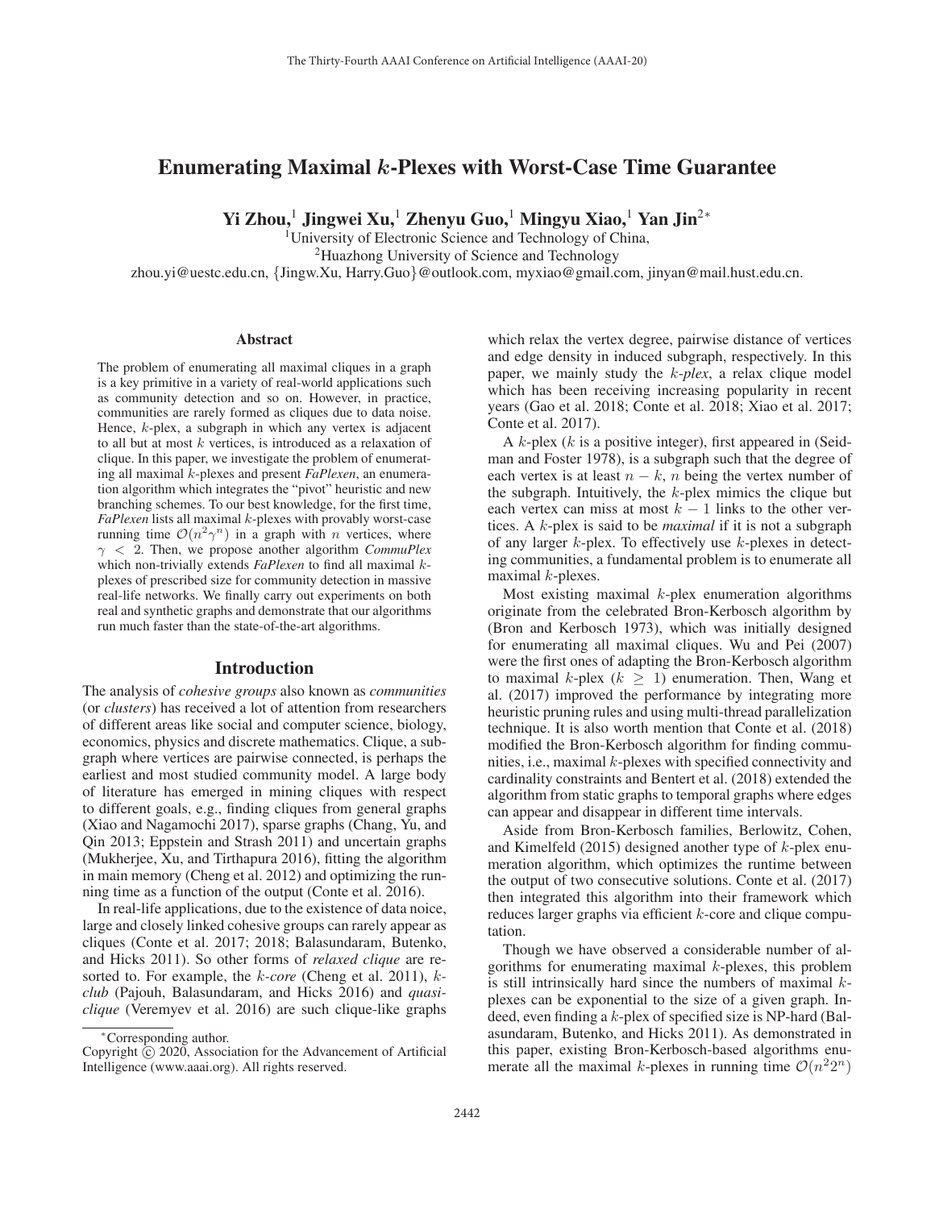# Enumerating Maximal $k$-Plexes with Worst-Case Time Guarantee

**Yi Zhou,[1] Jingwei Xu,[1] Zhenyu Guo,[1] Mingyu Xiao,[1] Yan Jin[2*]**

[1]University of Electronic Science and Technology of China,
[2]Huazhong University of Science and Technology
zhou.yi@uestc.edu.cn, {Jingw.Xu, Harry.Guo}@outlook.com, myxiao@gmail.com, jinyan@mail.hust.edu.cn.

## Abstract

The problem of enumerating all maximal cliques in a graph is a key primitive in a variety of real-world applications such as community detection and so on. However, in practice, communities are rarely formed as cliques due to data noise. Hence, $k$-plex, a subgraph in which any vertex is adjacent to all but at most $k$ vertices, is introduced as a relaxation of clique. In this paper, we investigate the problem of enumerating all maximal $k$-plexes and present *FaPlexen*, an enumeration algorithm which integrates the "pivot" heuristic and new branching schemes. To our best knowledge, for the first time, *FaPlexen* lists all maximal $k$-plexes with provably worst-case running time $\mathcal{O}(n^2\gamma^n)$ in a graph with $n$ vertices, where $\gamma < 2$. Then, we propose another algorithm *CommuPlex* which non-trivially extends *FaPlexen* to find all maximal $k$-plexes of prescribed size for community detection in massive real-life networks. We finally carry out experiments on both real and synthetic graphs and demonstrate that our algorithms run much faster than the state-of-the-art algorithms.

## Introduction

The analysis of *cohesive groups* also known as *communities* (or *clusters*) has received a lot of attention from researchers of different areas like social and computer science, biology, economics, physics and discrete mathematics. Clique, a subgraph where vertices are pairwise connected, is perhaps the earliest and most studied community model. A large body of literature has emerged in mining cliques with respect to different goals, e.g., finding cliques from general graphs (Xiao and Nagamochi 2017), sparse graphs (Chang, Yu, and Qin 2013; Eppstein and Strash 2011) and uncertain graphs (Mukherjee, Xu, and Tirthapura 2016), fitting the algorithm in main memory (Cheng et al. 2012) and optimizing the running time as a function of the output (Conte et al. 2016).

In real-life applications, due to the existence of data noice, large and closely linked cohesive groups can rarely appear as cliques (Conte et al. 2017; 2018; Balasundaram, Butenko, and Hicks 2011). So other forms of *relaxed clique* are resorted to. For example, the $k$-*core* (Cheng et al. 2011), $k$-*club* (Pajouh, Balasundaram, and Hicks 2016) and *quasi-clique* (Veremyev et al. 2016) are such clique-like graphs which relax the vertex degree, pairwise distance of vertices and edge density in induced subgraph, respectively. In this paper, we mainly study the $k$-*plex*, a relax clique model which has been receiving increasing popularity in recent years (Gao et al. 2018; Conte et al. 2018; Xiao et al. 2017; Conte et al. 2017).

A $k$-plex ($k$ is a positive integer), first appeared in (Seidman and Foster 1978), is a subgraph such that the degree of each vertex is at least $n - k$, $n$ being the vertex number of the subgraph. Intuitively, the $k$-plex mimics the clique but each vertex can miss at most $k - 1$ links to the other vertices. A $k$-plex is said to be *maximal* if it is not a subgraph of any larger $k$-plex. To effectively use $k$-plexes in detecting communities, a fundamental problem is to enumerate all maximal $k$-plexes.

Most existing maximal $k$-plex enumeration algorithms originate from the celebrated Bron-Kerbosch algorithm by (Bron and Kerbosch 1973), which was initially designed for enumerating all maximal cliques. Wu and Pei (2007) were the first ones of adapting the Bron-Kerbosch algorithm to maximal $k$-plex ($k \geq 1$) enumeration. Then, Wang et al. (2017) improved the performance by integrating more heuristic pruning rules and using multi-thread parallelization technique. It is also worth mention that Conte et al. (2018) modified the Bron-Kerbosch algorithm for finding communities, i.e., maximal $k$-plexes with specified connectivity and cardinality constraints and Bentert et al. (2018) extended the algorithm from static graphs to temporal graphs where edges can appear and disappear in different time intervals.

Aside from Bron-Kerbosch families, Berlowitz, Cohen, and Kimelfeld (2015) designed another type of $k$-plex enumeration algorithm, which optimizes the runtime between the output of two consecutive solutions. Conte et al. (2017) then integrated this algorithm into their framework which reduces larger graphs via efficient $k$-core and clique computation.

Though we have observed a considerable number of algorithms for enumerating maximal $k$-plexes, this problem is still intrinsically hard since the numbers of maximal $k$-plexes can be exponential to the size of a given graph. Indeed, even finding a $k$-plex of specified size is NP-hard (Balasundaram, Butenko, and Hicks 2011). As demonstrated in this paper, existing Bron-Kerbosch-based algorithms enumerate all the maximal $k$-plexes in running time $\mathcal{O}(n^2 2^n)$

---

*Corresponding author.
Copyright © 2020, Association for the Advancement of Artificial Intelligence (www.aaai.org). All rights reserved.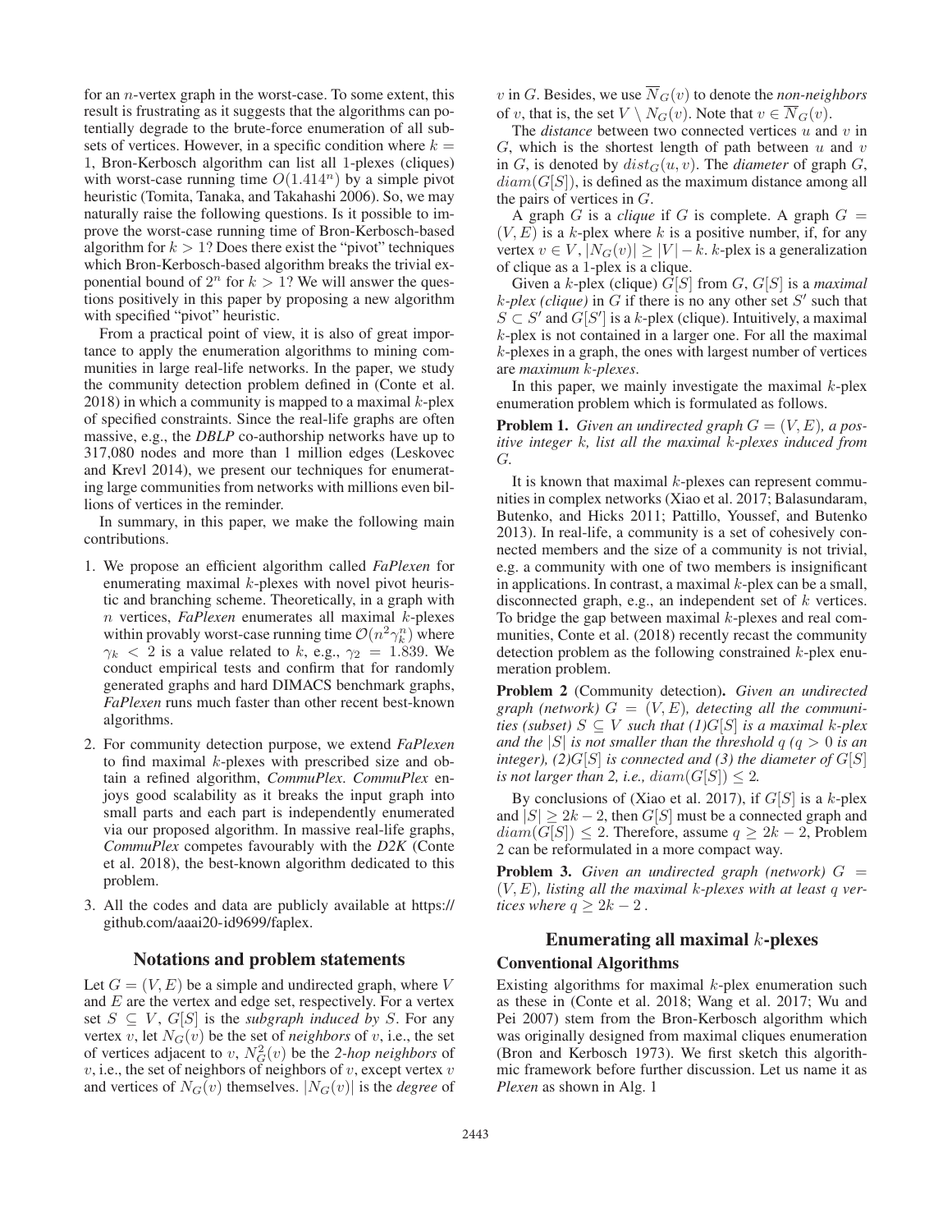for an $n$-vertex graph in the worst-case. To some extent, this result is frustrating as it suggests that the algorithms can potentially degrade to the brute-force enumeration of all subsets of vertices. However, in a specific condition where $k = 1$, Bron-Kerbosch algorithm can list all 1-plexes (cliques) with worst-case running time $O(1.414^n)$ by a simple pivot heuristic (Tomita, Tanaka, and Takahashi 2006). So, we may naturally raise the following questions. Is it possible to improve the worst-case running time of Bron-Kerbosch-based algorithm for $k > 1$? Does there exist the "pivot" techniques which Bron-Kerbosch-based algorithm breaks the trivial exponential bound of $2^n$ for $k > 1$? We will answer the questions positively in this paper by proposing a new algorithm with specified "pivot" heuristic.

From a practical point of view, it is also of great importance to apply the enumeration algorithms to mining communities in large real-life networks. In the paper, we study the community detection problem defined in (Conte et al. 2018) in which a community is mapped to a maximal $k$-plex of specified constraints. Since the real-life graphs are often massive, e.g., the *DBLP* co-authorship networks have up to 317,080 nodes and more than 1 million edges (Leskovec and Krevl 2014), we present our techniques for enumerating large communities from networks with millions even billions of vertices in the reminder.

In summary, in this paper, we make the following main contributions.

1. We propose an efficient algorithm called *FaPlexen* for enumerating maximal $k$-plexes with novel pivot heuristic and branching scheme. Theoretically, in a graph with $n$ vertices, *FaPlexen* enumerates all maximal $k$-plexes within provably worst-case running time $\mathcal{O}(n^2\gamma_k^n)$ where $\gamma_k < 2$ is a value related to $k$, e.g., $\gamma_2 = 1.839$. We conduct empirical tests and confirm that for randomly generated graphs and hard DIMACS benchmark graphs, *FaPlexen* runs much faster than other recent best-known algorithms.
2. For community detection purpose, we extend *FaPlexen* to find maximal $k$-plexes with prescribed size and obtain a refined algorithm, *CommuPlex*. *CommuPlex* enjoys good scalability as it breaks the input graph into small parts and each part is independently enumerated via our proposed algorithm. In massive real-life graphs, *CommuPlex* competes favourably with the *D2K* (Conte et al. 2018), the best-known algorithm dedicated to this problem.
3. All the codes and data are publicly available at https://github.com/aaai20-id9699/faplex.

## Notations and problem statements

Let $G = (V, E)$ be a simple and undirected graph, where $V$ and $E$ are the vertex and edge set, respectively. For a vertex set $S \subseteq V$, $G[S]$ is the *subgraph induced by* $S$. For any vertex $v$, let $N_G(v)$ be the set of *neighbors* of $v$, i.e., the set of vertices adjacent to $v$, $N_G^2(v)$ be the *2-hop neighbors* of $v$, i.e., the set of neighbors of neighbors of $v$, except vertex $v$ and vertices of $N_G(v)$ themselves. $|N_G(v)|$ is the *degree* of $v$ in $G$. Besides, we use $\overline{N}_G(v)$ to denote the *non-neighbors* of $v$, that is, the set $V \setminus N_G(v)$. Note that $v \in \overline{N}_G(v)$.

The *distance* between two connected vertices $u$ and $v$ in $G$, which is the shortest length of path between $u$ and $v$ in $G$, is denoted by $dist_G(u, v)$. The *diameter* of graph $G$, $diam(G[S])$, is defined as the maximum distance among all the pairs of vertices in $G$.

A graph $G$ is a *clique* if $G$ is complete. A graph $G = (V, E)$ is a $k$-plex where $k$ is a positive number, if, for any vertex $v \in V$, $|N_G(v)| \geq |V| - k$. $k$-plex is a generalization of clique as a 1-plex is a clique.

Given a $k$-plex (clique) $G[S]$ from $G$, $G[S]$ is a *maximal $k$-plex (clique)* in $G$ if there is no any other set $S'$ such that $S \subset S'$ and $G[S']$ is a $k$-plex (clique). Intuitively, a maximal $k$-plex is not contained in a larger one. For all the maximal $k$-plexes in a graph, the ones with largest number of vertices are *maximum $k$-plexes*.

In this paper, we mainly investigate the maximal $k$-plex enumeration problem which is formulated as follows.

**Problem 1.** *Given an undirected graph $G = (V, E)$, a positive integer $k$, list all the maximal $k$-plexes induced from $G$.*

It is known that maximal $k$-plexes can represent communities in complex networks (Xiao et al. 2017; Balasundaram, Butenko, and Hicks 2011; Pattillo, Youssef, and Butenko 2013). In real-life, a community is a set of cohesively connected members and the size of a community is not trivial, e.g. a community with one of two members is insignificant in applications. In contrast, a maximal $k$-plex can be a small, disconnected graph, e.g., an independent set of $k$ vertices. To bridge the gap between maximal $k$-plexes and real communities, Conte et al. (2018) recently recast the community detection problem as the following constrained $k$-plex enumeration problem.

**Problem 2** (Community detection)**.** *Given an undirected graph (network) $G = (V, E)$, detecting all the communities (subset) $S \subseteq V$ such that (1)$G[S]$ is a maximal $k$-plex and the $|S|$ is not smaller than the threshold $q$ ($q > 0$ is an integer), (2)$G[S]$ is connected and (3) the diameter of $G[S]$ is not larger than 2, i.e., $diam(G[S]) \leq 2$.*

By conclusions of (Xiao et al. 2017), if $G[S]$ is a $k$-plex and $|S| \geq 2k - 2$, then $G[S]$ must be a connected graph and $diam(G[S]) \leq 2$. Therefore, assume $q \geq 2k - 2$, Problem 2 can be reformulated in a more compact way.

**Problem 3.** *Given an undirected graph (network) $G = (V, E)$, listing all the maximal $k$-plexes with at least $q$ vertices where $q \geq 2k - 2$ .*

## Enumerating all maximal $k$-plexes

### Conventional Algorithms

Existing algorithms for maximal $k$-plex enumeration such as these in (Conte et al. 2018; Wang et al. 2017; Wu and Pei 2007) stem from the Bron-Kerbosch algorithm which was originally designed from maximal cliques enumeration (Bron and Kerbosch 1973). We first sketch this algorithmic framework before further discussion. Let us name it as *Plexen* as shown in Alg. 1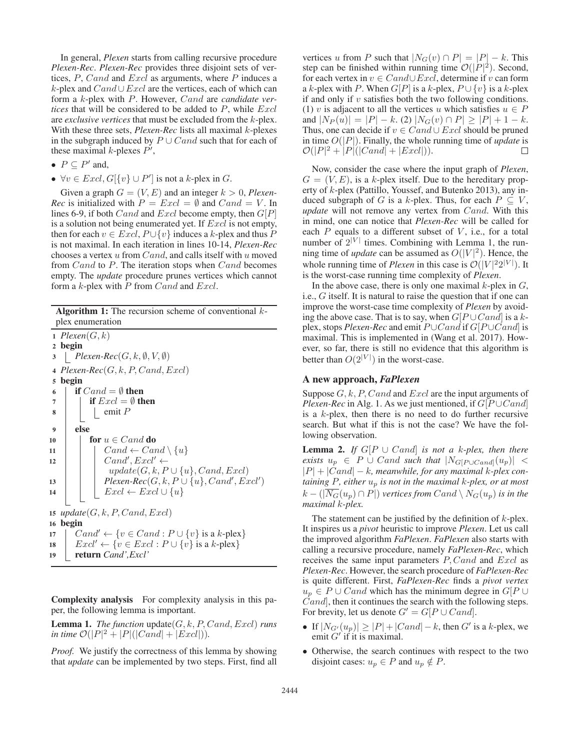In general, *Plexen* starts from calling recursive procedure *Plexen-Rec*. *Plexen-Rec* provides three disjoint sets of vertices, $P$, $Cand$ and $Excl$ as arguments, where $P$ induces a $k$-plex and $Cand \cup Excl$ are the vertices, each of which can form a $k$-plex with $P$. However, $Cand$ are *candidate vertices* that will be considered to be added to $P$, while $Excl$ are *exclusive vertices* that must be excluded from the $k$-plex. With these three sets, *Plexen-Rec* lists all maximal $k$-plexes in the subgraph induced by $P \cup Cand$ such that for each of these maximal $k$-plexes $P'$,

- $P \subseteq P'$ and,
- $\forall v \in Excl, G[\{v\} \cup P']$ is not a $k$-plex in $G$.

Given a graph $G = (V, E)$ and an integer $k > 0$, *Plexen-Rec* is initialized with $P = Excl = \emptyset$ and $Cand = V$. In lines 6-9, if both $Cand$ and $Excl$ become empty, then $G[P]$ is a solution not being enumerated yet. If $Excl$ is not empty, then for each $v \in Excl$, $P \cup \{v\}$ induces a $k$-plex and thus $P$ is not maximal. In each iteration in lines 10-14, *Plexen-Rec* chooses a vertex $u$ from $Cand$, and calls itself with $u$ moved from $Cand$ to $P$. The iteration stops when $Cand$ becomes empty. The *update* procedure prunes vertices which cannot form a $k$-plex with $P$ from $Cand$ and $Excl$.

**Algorithm 1:** The recursion scheme of conventional $k$-plex enumeration

```
1  Plexen(G, k)
2  begin
3      Plexen-Rec(G, k, ∅, V, ∅)
4  Plexen-Rec(G, k, P, Cand, Excl)
5  begin
6      if Cand = ∅ then
7          if Excl = ∅ then
8              emit P
9      else
10         for u ∈ Cand do
11             Cand ← Cand \ {u}
12             Cand', Excl' ←
                   update(G, k, P ∪ {u}, Cand, Excl)
13             Plexen-Rec(G, k, P ∪ {u}, Cand', Excl')
14             Excl ← Excl ∪ {u}
15 update(G, k, P, Cand, Excl)
16 begin
17     Cand' ← {v ∈ Cand : P ∪ {v} is a k-plex}
18     Excl' ← {v ∈ Excl : P ∪ {v} is a k-plex}
19     return Cand',Excl'
```

**Complexity analysis** For complexity analysis in this paper, the following lemma is important.

**Lemma 1.** *The function* update$(G, k, P, Cand, Excl)$ *runs in time* $\mathcal{O}(|P|^2 + |P|(|Cand| + |Excl|))$.

*Proof.* We justify the correctness of this lemma by showing that *update* can be implemented by two steps. First, find all vertices $u$ from $P$ such that $|N_G(v) \cap P| = |P| - k$. This step can be finished within running time $\mathcal{O}(|P|^2)$. Second, for each vertex in $v \in Cand \cup Excl$, determine if $v$ can form a $k$-plex with $P$. When $G[P]$ is a $k$-plex, $P \cup \{v\}$ is a $k$-plex if and only if $v$ satisfies both the two following conditions. (1) $v$ is adjacent to all the vertices $u$ which satisfies $u \in P$ and $|N_P(u)| = |P| - k$. (2) $|N_G(v) \cap P| \geq |P| + 1 - k$. Thus, one can decide if $v \in Cand \cup Excl$ should be pruned in time $O(|P|)$. Finally, the whole running time of *update* is $\mathcal{O}(|P|^2 + |P|(|Cand| + |Excl|))$. □

Now, consider the case where the input graph of *Plexen*, $G = (V, E)$, is a $k$-plex itself. Due to the hereditary property of $k$-plex (Pattillo, Youssef, and Butenko 2013), any induced subgraph of $G$ is a $k$-plex. Thus, for each $P \subseteq V$, *update* will not remove any vertex from $Cand$. With this in mind, one can notice that *Plexen-Rec* will be called for each $P$ equals to a different subset of $V$, i.e., for a total number of $2^{|V|}$ times. Combining with Lemma 1, the running time of *update* can be assumed as $O(|V|^2)$. Hence, the whole running time of *Plexen* in this case is $\mathcal{O}(|V|^2 2^{|V|})$. It is the worst-case running time complexity of *Plexen*.

In the above case, there is only one maximal $k$-plex in $G$, i.e., $G$ itself. It is natural to raise the question that if one can improve the worst-case time complexity of *Plexen* by avoiding the above case. That is to say, when $G[P \cup Cand]$ is a $k$-plex, stops *Plexen-Rec* and emit $P \cup Cand$ if $G[P \cup Cand]$ is maximal. This is implemented in (Wang et al. 2017). However, so far, there is still no evidence that this algorithm is better than $O(2^{|V|})$ in the worst-case.

## A new approach, *FaPlexen*

Suppose $G, k, P, Cand$ and $Excl$ are the input arguments of *Plexen-Rec* in Alg. 1. As we just mentioned, if $G[P \cup Cand]$ is a $k$-plex, then there is no need to do further recursive search. But what if this is not the case? We have the following observation.

**Lemma 2.** *If* $G[P \cup Cand]$ *is not a* $k$*-plex, then there exists* $u_p \in P \cup Cand$ *such that* $|N_{G[P \cup Cand]}(u_p)| < |P| + |Cand| - k$*, meanwhile, for any maximal* $k$*-plex containing* $P$*, either* $u_p$ *is not in the maximal* $k$*-plex, or at most* $k - (|\overline{N_G}(u_p) \cap P|)$ *vertices from* $Cand \setminus N_G(u_p)$ *is in the maximal* $k$*-plex.*

The statement can be justified by the definition of $k$-plex. It inspires us a *pivot* heuristic to improve *Plexen*. Let us call the improved algorithm *FaPlexen*. *FaPlexen* also starts with calling a recursive procedure, namely *FaPlexen-Rec*, which receives the same input parameters $P, Cand$ and $Excl$ as *Plexen-Rec*. However, the search procedure of *FaPlexen-Rec* is quite different. First, *FaPlexen-Rec* finds a *pivot vertex* $u_p \in P \cup Cand$ which has the minimum degree in $G[P \cup Cand]$, then it continues the search with the following steps. For brevity, let us denote $G' = G[P \cup Cand]$.

- If $|N_{G'}(u_p)| \geq |P| + |Cand| - k$, then $G'$ is a $k$-plex, we emit $G'$ if it is maximal.
- Otherwise, the search continues with respect to the two disjoint cases: $u_p \in P$ and $u_p \notin P$.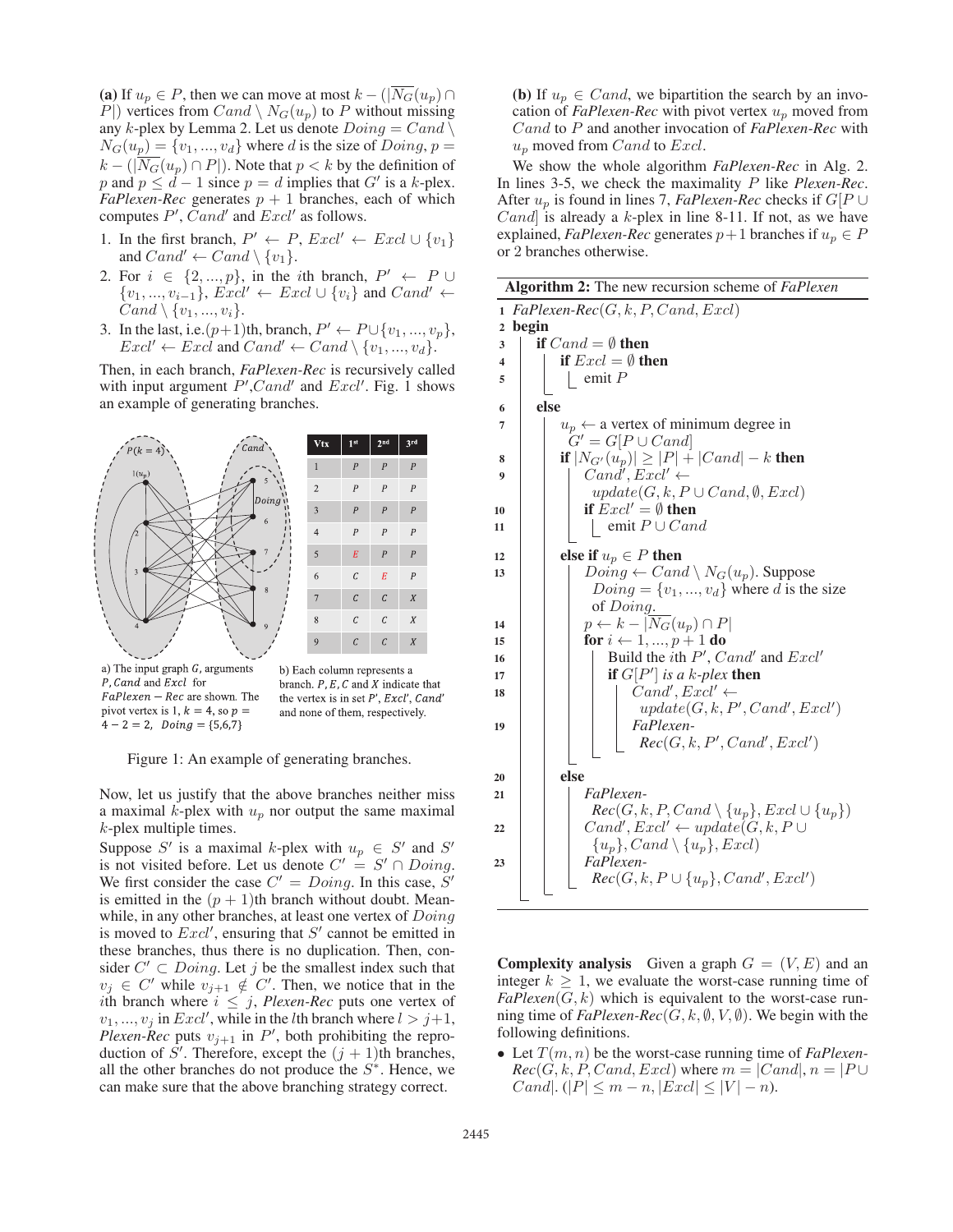**(a)** If $u_p \in P$, then we can move at most $k - (|\overline{N_G}(u_p) \cap P|)$ vertices from $Cand \setminus N_G(u_p)$ to $P$ without missing any $k$-plex by Lemma 2. Let us denote $Doing = Cand \setminus N_G(u_p) = \{v_1, ..., v_d\}$ where $d$ is the size of $Doing$, $p = k - (|\overline{N_G}(u_p) \cap P|)$. Note that $p < k$ by the definition of $p$ and $p \leq d - 1$ since $p = d$ implies that $G'$ is a $k$-plex. *FaPlexen-Rec* generates $p + 1$ branches, each of which computes $P'$, $Cand'$ and $Excl'$ as follows.

1. In the first branch, $P' \leftarrow P$, $Excl' \leftarrow Excl \cup \{v_1\}$ and $Cand' \leftarrow Cand \setminus \{v_1\}$.
2. For $i \in \{2, ..., p\}$, in the $i$th branch, $P' \leftarrow P \cup \{v_1, ..., v_{i-1}\}$, $Excl' \leftarrow Excl \cup \{v_i\}$ and $Cand' \leftarrow Cand \setminus \{v_1, ..., v_i\}$.
3. In the last, i.e.$(p+1)$th, branch, $P' \leftarrow P \cup \{v_1, ..., v_p\}$, $Excl' \leftarrow Excl$ and $Cand' \leftarrow Cand \setminus \{v_1, ..., v_d\}$.

Then, in each branch, *FaPlexen-Rec* is recursively called with input argument $P'$,$Cand'$ and $Excl'$. Fig. 1 shows an example of generating branches.

| Vtx | 1st | 2nd | 3rd |
|---|---|---|---|
| 1 | P | P | P |
| 2 | P | P | P |
| 3 | P | P | P |
| 4 | P | P | P |
| 5 | E | P | P |
| 6 | C | E | P |
| 7 | C | C | X |
| 8 | C | C | X |
| 9 | C | C | X |

a) The input graph $G$, arguments $P$, $Cand$ and $Excl$ for $FaPlexen-Rec$ are shown. The pivot vertex is 1, $k = 4$, so $p = 4 - 2 = 2$, $Doing = \{5,6,7\}$

b) Each column represents a branch. $P$, $E$, $C$ and $X$ indicate that the vertex is in set $P'$, $Excl'$, $Cand'$ and none of them, respectively.

Figure 1: An example of generating branches.

Now, let us justify that the above branches neither miss a maximal $k$-plex with $u_p$ nor output the same maximal $k$-plex multiple times.

Suppose $S'$ is a maximal $k$-plex with $u_p \in S'$ and $S'$ is not visited before. Let us denote $C' = S' \cap Doing$. We first consider the case $C' = Doing$. In this case, $S'$ is emitted in the $(p + 1)$th branch without doubt. Meanwhile, in any other branches, at least one vertex of $Doing$ is moved to $Excl'$, ensuring that $S'$ cannot be emitted in these branches, thus there is no duplication. Then, consider $C' \subset Doing$. Let $j$ be the smallest index such that $v_j \in C'$ while $v_{j+1} \notin C'$. Then, we notice that in the $i$th branch where $i \leq j$, *Plexen-Rec* puts one vertex of $v_1, ..., v_j$ in $Excl'$, while in the $l$th branch where $l > j+1$, *Plexen-Rec* puts $v_{j+1}$ in $P'$, both prohibiting the reproduction of $S'$. Therefore, except the $(j + 1)$th branches, all the other branches do not produce the $S^*$. Hence, we can make sure that the above branching strategy correct.

**(b)** If $u_p \in Cand$, we bipartition the search by an invocation of *FaPlexen-Rec* with pivot vertex $u_p$ moved from $Cand$ to $P$ and another invocation of *FaPlexen-Rec* with $u_p$ moved from $Cand$ to $Excl$.

We show the whole algorithm *FaPlexen-Rec* in Alg. 2. In lines 3-5, we check the maximality $P$ like *Plexen-Rec*. After $u_p$ is found in lines 7, *FaPlexen-Rec* checks if $G[P \cup Cand]$ is already a $k$-plex in line 8-11. If not, as we have explained, *FaPlexen-Rec* generates $p+1$ branches if $u_p \in P$ or 2 branches otherwise.

**Algorithm 2:** The new recursion scheme of *FaPlexen*

```
1  FaPlexen-Rec(G, k, P, Cand, Excl)
2  begin
3      if Cand = ∅ then
4          if Excl = ∅ then
5              emit P
6      else
7          u_p ← a vertex of minimum degree in G' = G[P ∪ Cand]
8          if |N_G'(u_p)| ≥ |P| + |Cand| − k then
9              Cand', Excl' ← update(G, k, P ∪ Cand, ∅, Excl)
10             if Excl' = ∅ then
11                 emit P ∪ Cand
12         else if u_p ∈ P then
13             Doing ← Cand \ N_G(u_p). Suppose Doing = {v_1, ..., v_d} where d is the size of Doing.
14             p ← k − |N̄_G(u_p) ∩ P|
15             for i ← 1, ..., p + 1 do
16                 Build the ith P', Cand' and Excl'
17                 if G[P'] is a k-plex then
18                     Cand', Excl' ← update(G, k, P', Cand', Excl')
19                     FaPlexen-Rec(G, k, P', Cand', Excl')
20         else
21             FaPlexen-Rec(G, k, P, Cand \ {u_p}, Excl ∪ {u_p})
22             Cand', Excl' ← update(G, k, P ∪ {u_p}, Cand \ {u_p}, Excl)
23             FaPlexen-Rec(G, k, P ∪ {u_p}, Cand', Excl')
```

**Complexity analysis** Given a graph $G = (V, E)$ and an integer $k \geq 1$, we evaluate the worst-case running time of *FaPlexen*$(G, k)$ which is equivalent to the worst-case running time of *FaPlexen-Rec*$(G, k, \emptyset, V, \emptyset)$. We begin with the following definitions.

- Let $T(m, n)$ be the worst-case running time of *FaPlexen-Rec*$(G, k, P, Cand, Excl)$ where $m = |Cand|$, $n = |P \cup Cand|$. ($|P| \leq m - n$, $|Excl| \leq |V| - n$).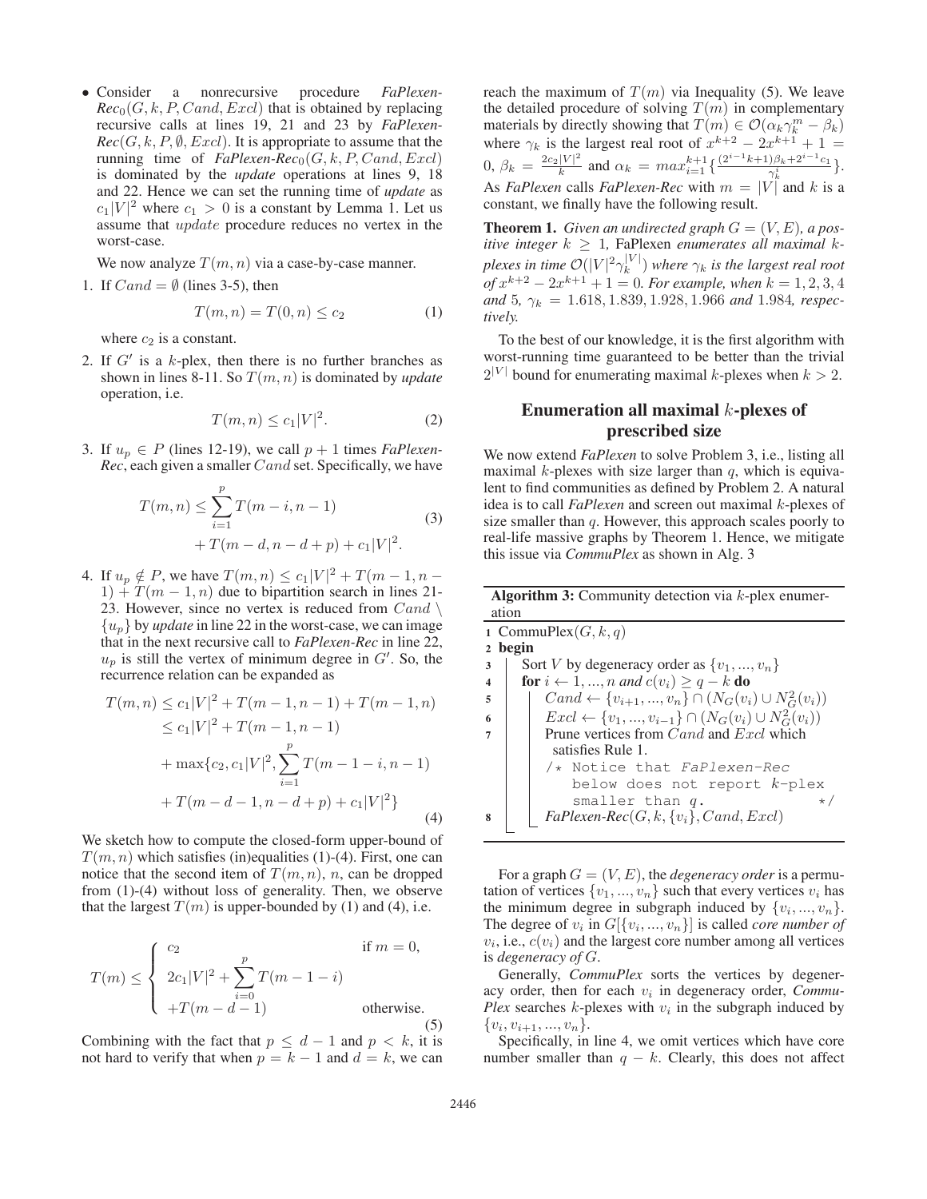- Consider a nonrecursive procedure *FaPlexen-Rec*$_0(G, k, P, Cand, Excl)$ that is obtained by replacing recursive calls at lines 19, 21 and 23 by *FaPlexen-Rec*$(G, k, P, \emptyset, Excl)$. It is appropriate to assume that the running time of *FaPlexen-Rec*$_0(G, k, P, Cand, Excl)$ is dominated by the *update* operations at lines 9, 18 and 22. Hence we can set the running time of *update* as $c_1|V|^2$ where $c_1 > 0$ is a constant by Lemma 1. Let us assume that *update* procedure reduces no vertex in the worst-case.

We now analyze $T(m, n)$ via a case-by-case manner.

1. If $Cand = \emptyset$ (lines 3-5), then

$$T(m, n) = T(0, n) \leq c_2 \tag{1}$$

where $c_2$ is a constant.

2. If $G'$ is a $k$-plex, then there is no further branches as shown in lines 8-11. So $T(m, n)$ is dominated by *update* operation, i.e.

$$T(m, n) \leq c_1|V|^2. \tag{2}$$

3. If $u_p \in P$ (lines 12-19), we call $p + 1$ times *FaPlexen-Rec*, each given a smaller $Cand$ set. Specifically, we have

$$\begin{aligned} T(m, n) \leq & \sum_{i=1}^{p} T(m - i, n - 1) \\ & + T(m - d, n - d + p) + c_1|V|^2. \end{aligned} \tag{3}$$

4. If $u_p \notin P$, we have $T(m, n) \leq c_1|V|^2 + T(m - 1, n - 1) + T(m - 1, n)$ due to bipartition search in lines 21-23. However, since no vertex is reduced from $Cand \setminus \{u_p\}$ by *update* in line 22 in the worst-case, we can image that in the next recursive call to *FaPlexen-Rec* in line 22, $u_p$ is still the vertex of minimum degree in $G'$. So, the recurrence relation can be expanded as

$$\begin{aligned} T(m, n) &\leq c_1|V|^2 + T(m - 1, n - 1) + T(m - 1, n) \\ &\leq c_1|V|^2 + T(m - 1, n - 1) \\ &\quad + \max\{c_2, c_1|V|^2, \sum_{i=1}^{p} T(m - 1 - i, n - 1) \\ &\quad + T(m - d - 1, n - d + p) + c_1|V|^2\} \end{aligned} \tag{4}$$

We sketch how to compute the closed-form upper-bound of $T(m, n)$ which satisfies (in)equalities (1)-(4). First, one can notice that the second item of $T(m, n)$, $n$, can be dropped from (1)-(4) without loss of generality. Then, we observe that the largest $T(m)$ is upper-bounded by (1) and (4), i.e.

$$T(m) \leq \begin{cases} c_2 & \text{if } m = 0, \\ 2c_1|V|^2 + \sum_{i=0}^{p} T(m - 1 - i) & \\ +T(m - d - 1) & \text{otherwise.} \end{cases} \tag{5}$$

Combining with the fact that $p \leq d - 1$ and $p < k$, it is not hard to verify that when $p = k - 1$ and $d = k$, we can reach the maximum of $T(m)$ via Inequality (5). We leave the detailed procedure of solving $T(m)$ in complementary materials by directly showing that $T(m) \in \mathcal{O}(\alpha_k \gamma_k^m - \beta_k)$ where $\gamma_k$ is the largest real root of $x^{k+2} - 2x^{k+1} + 1 = 0$, $\beta_k = \frac{2c_2|V|^2}{k}$ and $\alpha_k = max_{i=1}^{k+1}\{\frac{(2^{i-1}k+1)\beta_k + 2^{i-1}c_1}{\gamma_k^i}\}$. As *FaPlexen* calls *FaPlexen-Rec* with $m = |V|$ and $k$ is a constant, we finally have the following result.

**Theorem 1.** *Given an undirected graph $G = (V, E)$, a positive integer $k \geq 1$,* FaPlexen *enumerates all maximal $k$-plexes in time $\mathcal{O}(|V|^2\gamma_k^{|V|})$ where $\gamma_k$ is the largest real root of $x^{k+2} - 2x^{k+1} + 1 = 0$. For example, when $k = 1, 2, 3, 4$ and 5, $\gamma_k = 1.618, 1.839, 1.928, 1.966$ and 1.984, respectively.*

To the best of our knowledge, it is the first algorithm with worst-running time guaranteed to be better than the trivial $2^{|V|}$ bound for enumerating maximal $k$-plexes when $k > 2$.

## Enumeration all maximal $k$-plexes of prescribed size

We now extend *FaPlexen* to solve Problem 3, i.e., listing all maximal $k$-plexes with size larger than $q$, which is equivalent to find communities as defined by Problem 2. A natural idea is to call *FaPlexen* and screen out maximal $k$-plexes of size smaller than $q$. However, this approach scales poorly to real-life massive graphs by Theorem 1. Hence, we mitigate this issue via *CommuPlex* as shown in Alg. 3

**Algorithm 3:** Community detection via $k$-plex enumeration

```
1  CommuPlex(G, k, q)
2  begin
3      Sort V by degeneracy order as {v_1, ..., v_n}
4      for i ← 1, ..., n and c(v_i) ≥ q − k do
5          Cand ← {v_{i+1}, ..., v_n} ∩ (N_G(v_i) ∪ N_G^2(v_i))
6          Excl ← {v_1, ..., v_{i−1}} ∩ (N_G(v_i) ∪ N_G^2(v_i))
7          Prune vertices from Cand and Excl which
           satisfies Rule 1.
           /* Notice that FaPlexen-Rec
              below does not report k-plex
              smaller than q.              */
8          FaPlexen-Rec(G, k, {v_i}, Cand, Excl)
```

For a graph $G = (V, E)$, the *degeneracy order* is a permutation of vertices $\{v_1, ..., v_n\}$ such that every vertices $v_i$ has the minimum degree in subgraph induced by $\{v_i, ..., v_n\}$. The degree of $v_i$ in $G[\{v_i, ..., v_n\}]$ is called *core number of* $v_i$, i.e., $c(v_i)$ and the largest core number among all vertices is *degeneracy of* $G$.

Generally, *CommuPlex* sorts the vertices by degeneracy order, then for each $v_i$ in degeneracy order, *CommuPlex* searches $k$-plexes with $v_i$ in the subgraph induced by $\{v_i, v_{i+1}, ..., v_n\}$.

Specifically, in line 4, we omit vertices which have core number smaller than $q - k$. Clearly, this does not affect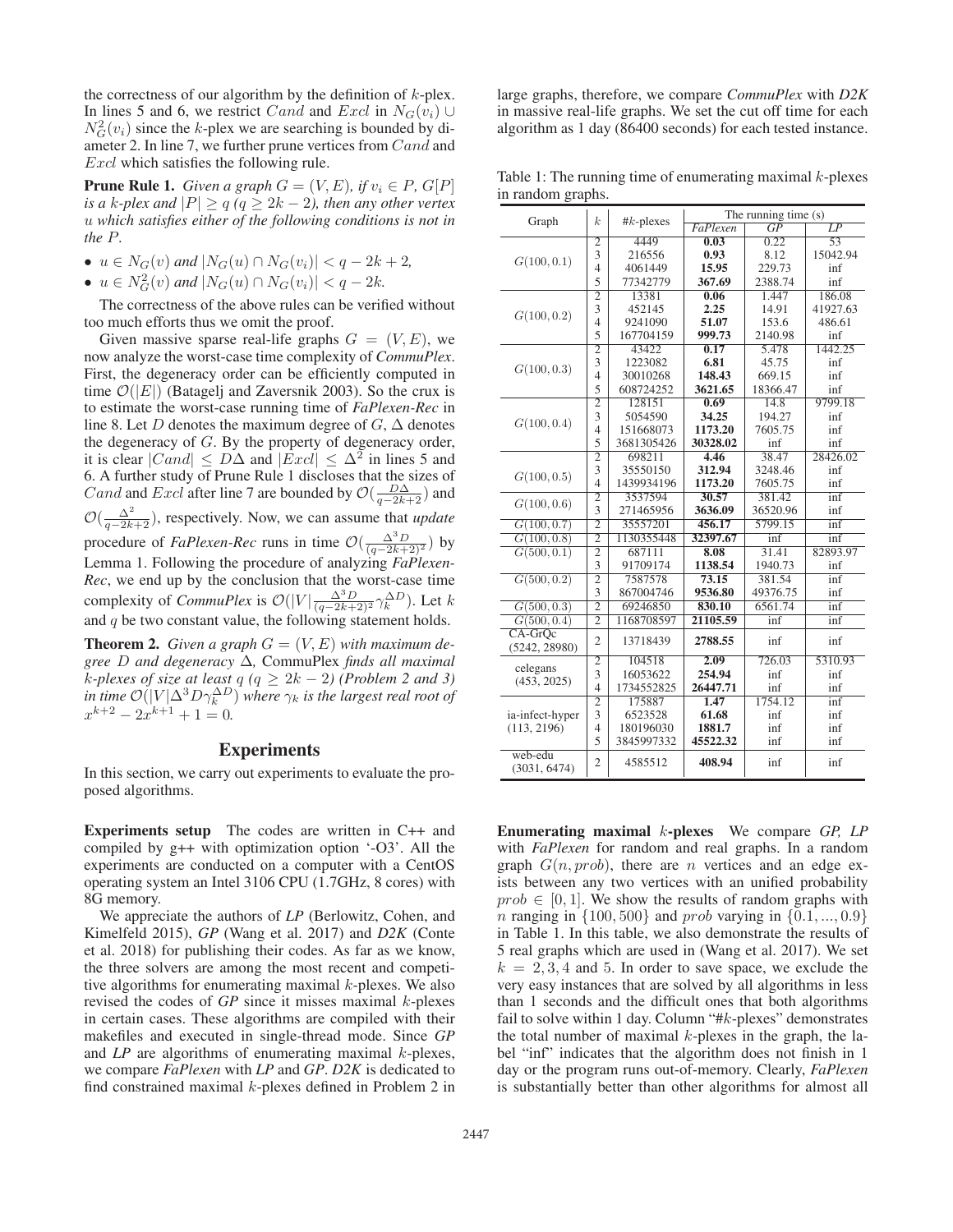the correctness of our algorithm by the definition of $k$-plex. In lines 5 and 6, we restrict $Cand$ and $Excl$ in $N_G(v_i) \cup N_G^2(v_i)$ since the $k$-plex we are searching is bounded by diameter 2. In line 7, we further prune vertices from $Cand$ and $Excl$ which satisfies the following rule.

**Prune Rule 1.** *Given a graph $G = (V, E)$, if $v_i \in P$, $G[P]$ is a $k$-plex and $|P| \geq q$ ($q \geq 2k - 2$), then any other vertex $u$ which satisfies either of the following conditions is not in the $P$.*

- *$u \in N_G(v)$ and $|N_G(u) \cap N_G(v_i)| < q - 2k + 2$,*
- *$u \in N_G^2(v)$ and $|N_G(u) \cap N_G(v_i)| < q - 2k$.*

The correctness of the above rules can be verified without too much efforts thus we omit the proof.

Given massive sparse real-life graphs $G = (V, E)$, we now analyze the worst-case time complexity of *CommuPlex*. First, the degeneracy order can be efficiently computed in time $\mathcal{O}(|E|)$ (Batagelj and Zaversnik 2003). So the crux is to estimate the worst-case running time of *FaPlexen-Rec* in line 8. Let $D$ denotes the maximum degree of $G$, $\Delta$ denotes the degeneracy of $G$. By the property of degeneracy order, it is clear $|Cand| \leq D\Delta$ and $|Excl| \leq \Delta^2$ in lines 5 and 6. A further study of Prune Rule 1 discloses that the sizes of $Cand$ and $Excl$ after line 7 are bounded by $\mathcal{O}(\frac{D\Delta}{q-2k+2})$ and $\mathcal{O}(\frac{\Delta^2}{q-2k+2})$, respectively. Now, we can assume that *update* procedure of *FaPlexen-Rec* runs in time $\mathcal{O}(\frac{\Delta^3 D}{(q-2k+2)^2})$ by Lemma 1. Following the procedure of analyzing *FaPlexen-Rec*, we end up by the conclusion that the worst-case time complexity of *CommuPlex* is $\mathcal{O}(|V|\frac{\Delta^3 D}{(q-2k+2)^2}\gamma_k^{\Delta D})$. Let $k$ and $q$ be two constant value, the following statement holds.

**Theorem 2.** *Given a graph $G = (V, E)$ with maximum degree $D$ and degeneracy $\Delta$,* CommuPlex *finds all maximal $k$-plexes of size at least $q$ ($q \geq 2k - 2$) (Problem 2 and 3) in time $\mathcal{O}(|V|\Delta^3 D\gamma_k^{\Delta D})$ where $\gamma_k$ is the largest real root of $x^{k+2} - 2x^{k+1} + 1 = 0$.*

## Experiments

In this section, we carry out experiments to evaluate the proposed algorithms.

**Experiments setup** The codes are written in C++ and compiled by g++ with optimization option '-O3'. All the experiments are conducted on a computer with a CentOS operating system an Intel 3106 CPU (1.7GHz, 8 cores) with 8G memory.

We appreciate the authors of *LP* (Berlowitz, Cohen, and Kimelfeld 2015), *GP* (Wang et al. 2017) and *D2K* (Conte et al. 2018) for publishing their codes. As far as we know, the three solvers are among the most recent and competitive algorithms for enumerating maximal $k$-plexes. We also revised the codes of *GP* since it misses maximal $k$-plexes in certain cases. These algorithms are compiled with their makefiles and executed in single-thread mode. Since *GP* and *LP* are algorithms of enumerating maximal $k$-plexes, we compare *FaPlexen* with *LP* and *GP*. *D2K* is dedicated to find constrained maximal $k$-plexes defined in Problem 2 in large graphs, therefore, we compare *CommuPlex* with *D2K* in massive real-life graphs. We set the cut off time for each algorithm as 1 day (86400 seconds) for each tested instance.

Table 1: The running time of enumerating maximal $k$-plexes in random graphs.

| Graph | $k$ | #$k$-plexes | The running time (s) | | |
|---|---|---|---|---|---|
| | | | *FaPlexen* | *GP* | *LP* |
| $G(100, 0.1)$ | 2 | 4449 | **0.03** | 0.22 | 53 |
| | 3 | 216556 | **0.93** | 8.12 | 15042.94 |
| | 4 | 4061449 | **15.95** | 229.73 | inf |
| | 5 | 77342779 | **367.69** | 2388.74 | inf |
| $G(100, 0.2)$ | 2 | 13381 | **0.06** | 1.447 | 186.08 |
| | 3 | 452145 | **2.25** | 14.91 | 41927.63 |
| | 4 | 9241090 | **51.07** | 153.6 | 486.61 |
| | 5 | 167704159 | **999.73** | 2140.98 | inf |
| $G(100, 0.3)$ | 2 | 43422 | **0.17** | 5.478 | 1442.25 |
| | 3 | 1223082 | **6.81** | 45.75 | inf |
| | 4 | 30010268 | **148.43** | 669.15 | inf |
| | 5 | 608724252 | **3621.65** | 18366.47 | inf |
| $G(100, 0.4)$ | 2 | 128151 | **0.69** | 14.8 | 9799.18 |
| | 3 | 5054590 | **34.25** | 194.27 | inf |
| | 4 | 151668073 | **1173.20** | 7605.75 | inf |
| | 5 | 3681305426 | **30328.02** | inf | inf |
| $G(100, 0.5)$ | 2 | 698211 | **4.46** | 38.47 | 28426.02 |
| | 3 | 35550150 | **312.94** | 3248.46 | inf |
| | 4 | 1439934196 | **1173.20** | 7605.75 | inf |
| $G(100, 0.6)$ | 2 | 3537594 | **30.57** | 381.42 | inf |
| | 3 | 271465956 | **3636.09** | 36520.96 | inf |
| $G(100, 0.7)$ | 2 | 35557201 | **456.17** | 5799.15 | inf |
| $G(100, 0.8)$ | 2 | 1130355448 | **32397.67** | inf | inf |
| $G(500, 0.1)$ | 2 | 687111 | **8.08** | 31.41 | 82893.97 |
| | 3 | 91709174 | **1138.54** | 1940.73 | inf |
| $G(500, 0.2)$ | 2 | 7587578 | **73.15** | 381.54 | inf |
| | 3 | 867004746 | **9536.80** | 49376.75 | inf |
| $G(500, 0.3)$ | 2 | 69246850 | **830.10** | 6561.74 | inf |
| $G(500, 0.4)$ | 2 | 1168708597 | **21105.59** | inf | inf |
| CA-GrQc (5242, 28980) | 2 | 13718439 | **2788.55** | inf | inf |
| celegans (453, 2025) | 2 | 104518 | **2.09** | 726.03 | 5310.93 |
| | 3 | 16053622 | **254.94** | inf | inf |
| | 4 | 1734552825 | **26447.71** | inf | inf |
| ia-infect-hyper (113, 2196) | 2 | 175887 | **1.47** | 1754.12 | inf |
| | 3 | 6523528 | **61.68** | inf | inf |
| | 4 | 180196030 | **1881.7** | inf | inf |
| | 5 | 3845997332 | **45522.32** | inf | inf |
| web-edu (3031, 6474) | 2 | 4585512 | **408.94** | inf | inf |

**Enumerating maximal $k$-plexes** We compare *GP*, *LP* with *FaPlexen* for random and real graphs. In a random graph $G(n, prob)$, there are $n$ vertices and an edge exists between any two vertices with an unified probability $prob \in [0, 1]$. We show the results of random graphs with $n$ ranging in $\{100, 500\}$ and $prob$ varying in $\{0.1, ..., 0.9\}$ in Table 1. In this table, we also demonstrate the results of 5 real graphs which are used in (Wang et al. 2017). We set $k = 2, 3, 4$ and 5. In order to save space, we exclude the very easy instances that are solved by all algorithms in less than 1 seconds and the difficult ones that both algorithms fail to solve within 1 day. Column "#$k$-plexes" demonstrates the total number of maximal $k$-plexes in the graph, the label "inf" indicates that the algorithm does not finish in 1 day or the program runs out-of-memory. Clearly, *FaPlexen* is substantially better than other algorithms for almost all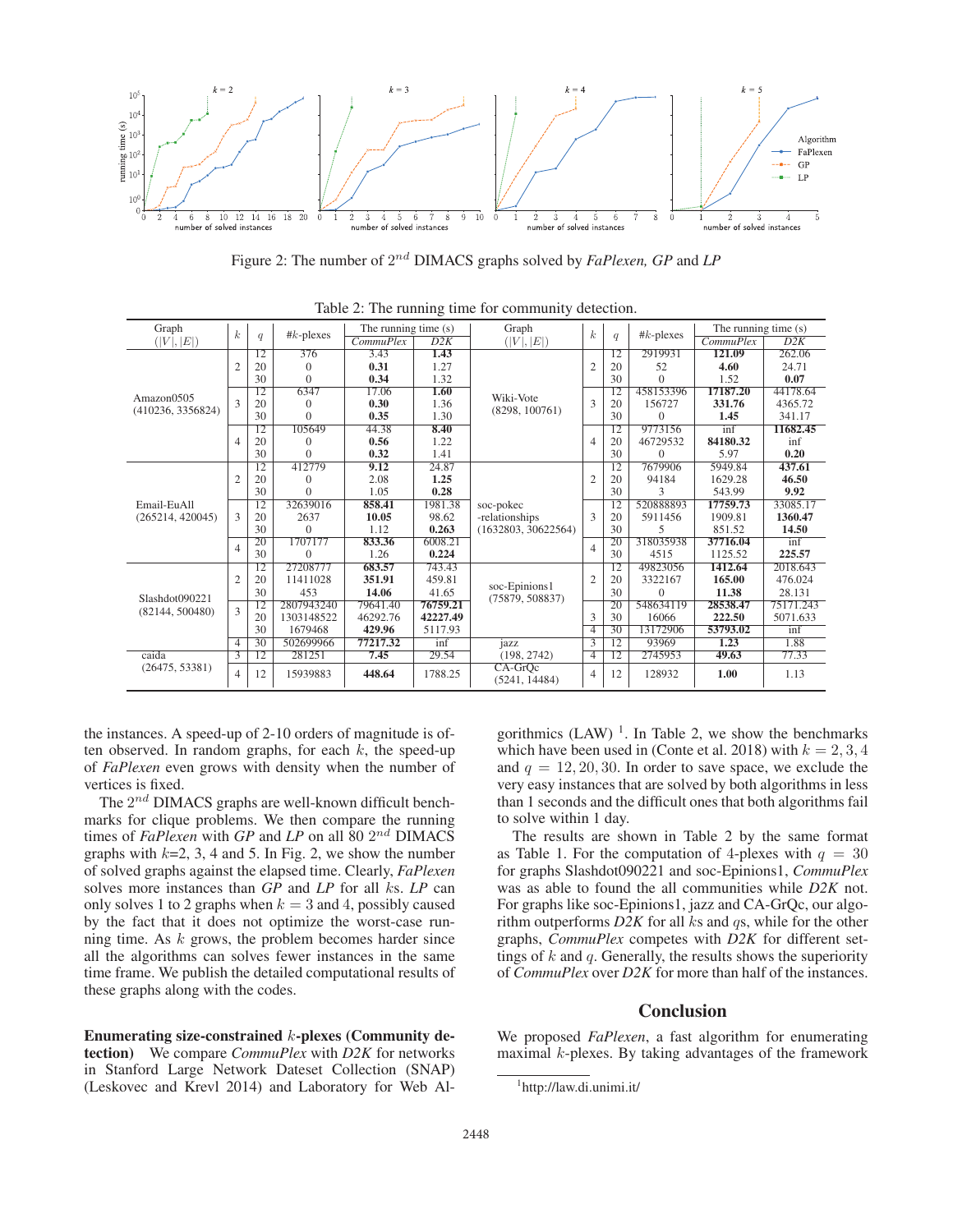Figure 2: The number of $2^{nd}$ DIMACS graphs solved by *FaPlexen, GP* and *LP*

Table 2: The running time for community detection.

| Graph $(\|V\|, \|E\|)$ | $k$ | $q$ | #$k$-plexes | *CommuPlex* | *D2K* | Graph $(\|V\|, \|E\|)$ | $k$ | $q$ | #$k$-plexes | *CommuPlex* | *D2K* |
|---|---|---|---|---|---|---|---|---|---|---|---|
| | | | | The running time (s) | | | | | | The running time (s) | |
| Amazon0505 (410236, 3356824) | 2 | 12 | 376 | 3.43 | **1.43** | Wiki-Vote (8298, 100761) | 2 | 12 | 2919931 | **121.09** | 262.06 |
| | | 20 | 0 | **0.31** | 1.27 | | | 20 | 52 | **4.60** | 24.71 |
| | | 30 | 0 | **0.34** | 1.32 | | | 30 | 0 | 1.52 | **0.07** |
| | 3 | 12 | 6347 | 17.06 | **1.60** | | 3 | 12 | 458153396 | **17187.20** | 44178.64 |
| | | 20 | 0 | **0.30** | 1.36 | | | 20 | 156727 | **331.76** | 4365.72 |
| | | 30 | 0 | **0.35** | 1.30 | | | 30 | 0 | **1.45** | 341.17 |
| | 4 | 12 | 105649 | 44.38 | **8.40** | | 4 | 12 | 9773156 | inf | **11682.45** |
| | | 20 | 0 | **0.56** | 1.22 | | | 20 | 46729532 | **84180.32** | inf |
| | | 30 | 0 | **0.32** | 1.41 | | | 30 | 0 | 5.97 | **0.20** |
| Email-EuAll (265214, 420045) | 2 | 12 | 412779 | **9.12** | 24.87 | soc-pokec -relationships (1632803, 30622564) | 2 | 12 | 7679906 | 5949.84 | **437.61** |
| | | 20 | 0 | 2.08 | **1.25** | | | 20 | 94184 | 1629.28 | **46.50** |
| | | 30 | 0 | 1.05 | **0.28** | | | 30 | 3 | 543.99 | **9.92** |
| | 3 | 12 | 32639016 | **858.41** | 1981.38 | | 3 | 12 | 520888893 | **17759.73** | 33085.17 |
| | | 20 | 2637 | **10.05** | 98.62 | | | 20 | 5911456 | 1909.81 | **1360.47** |
| | | 30 | 0 | 1.12 | **0.263** | | | 30 | 5 | 851.52 | **14.50** |
| | 4 | 20 | 1707177 | **833.36** | 6008.21 | | 4 | 20 | 318035938 | **37716.04** | inf |
| | | 30 | 0 | 1.26 | **0.224** | | | 30 | 4515 | 1125.52 | **225.57** |
| Slashdot090221 (82144, 500480) | 2 | 12 | 27208777 | **683.57** | 743.43 | soc-Epinions1 (75879, 508837) | 2 | 12 | 49823056 | **1412.64** | 2018.643 |
| | | 20 | 11411028 | **351.91** | 459.81 | | | 20 | 3322167 | **165.00** | 476.024 |
| | | 30 | 453 | **14.06** | 41.65 | | | 30 | 0 | **11.38** | 28.131 |
| | 3 | 12 | 2807943240 | 79641.40 | **76759.21** | | 3 | 20 | 548634119 | **28538.47** | 75171.243 |
| | | 20 | 1303148522 | 46292.76 | **42227.49** | | | 30 | 16066 | **222.50** | 5071.633 |
| | | 30 | 1679468 | **429.96** | 5117.93 | | 4 | 30 | 13172906 | **53793.02** | inf |
| | 4 | 30 | 502699966 | **77217.32** | inf | jazz (198, 2742) | 3 | 12 | 93969 | **1.23** | 1.88 |
| caida (26475, 53381) | 3 | 12 | 281251 | **7.45** | 29.54 | | 4 | 12 | 2745953 | **49.63** | 77.33 |
| | 4 | 12 | 15939883 | **448.64** | 1788.25 | CA-GrQc (5241, 14484) | 4 | 12 | 128932 | **1.00** | 1.13 |

the instances. A speed-up of 2-10 orders of magnitude is often observed. In random graphs, for each $k$, the speed-up of *FaPlexen* even grows with density when the number of vertices is fixed.

The $2^{nd}$ DIMACS graphs are well-known difficult benchmarks for clique problems. We then compare the running times of *FaPlexen* with *GP* and *LP* on all 80 $2^{nd}$ DIMACS graphs with $k$=2, 3, 4 and 5. In Fig. 2, we show the number of solved graphs against the elapsed time. Clearly, *FaPlexen* solves more instances than *GP* and *LP* for all $k$s. *LP* can only solves 1 to 2 graphs when $k = 3$ and 4, possibly caused by the fact that it does not optimize the worst-case running time. As $k$ grows, the problem becomes harder since all the algorithms can solves fewer instances in the same time frame. We publish the detailed computational results of these graphs along with the codes.

**Enumerating size-constrained $k$-plexes (Community detection)** We compare *CommuPlex* with *D2K* for networks in Stanford Large Network Dateset Collection (SNAP) (Leskovec and Krevl 2014) and Laboratory for Web Algorithmics (LAW) [1]. In Table 2, we show the benchmarks which have been used in (Conte et al. 2018) with $k = 2, 3, 4$ and $q = 12, 20, 30$. In order to save space, we exclude the very easy instances that are solved by both algorithms in less than 1 seconds and the difficult ones that both algorithms fail to solve within 1 day.

The results are shown in Table 2 by the same format as Table 1. For the computation of 4-plexes with $q = 30$ for graphs Slashdot090221 and soc-Epinions1, *CommuPlex* was as able to found the all communities while *D2K* not. For graphs like soc-Epinions1, jazz and CA-GrQc, our algorithm outperforms *D2K* for all $k$s and $q$s, while for the other graphs, *CommuPlex* competes with *D2K* for different settings of $k$ and $q$. Generally, the results shows the superiority of *CommuPlex* over *D2K* for more than half of the instances.

## Conclusion

We proposed *FaPlexen*, a fast algorithm for enumerating maximal $k$-plexes. By taking advantages of the framework

[1] http://law.di.unimi.it/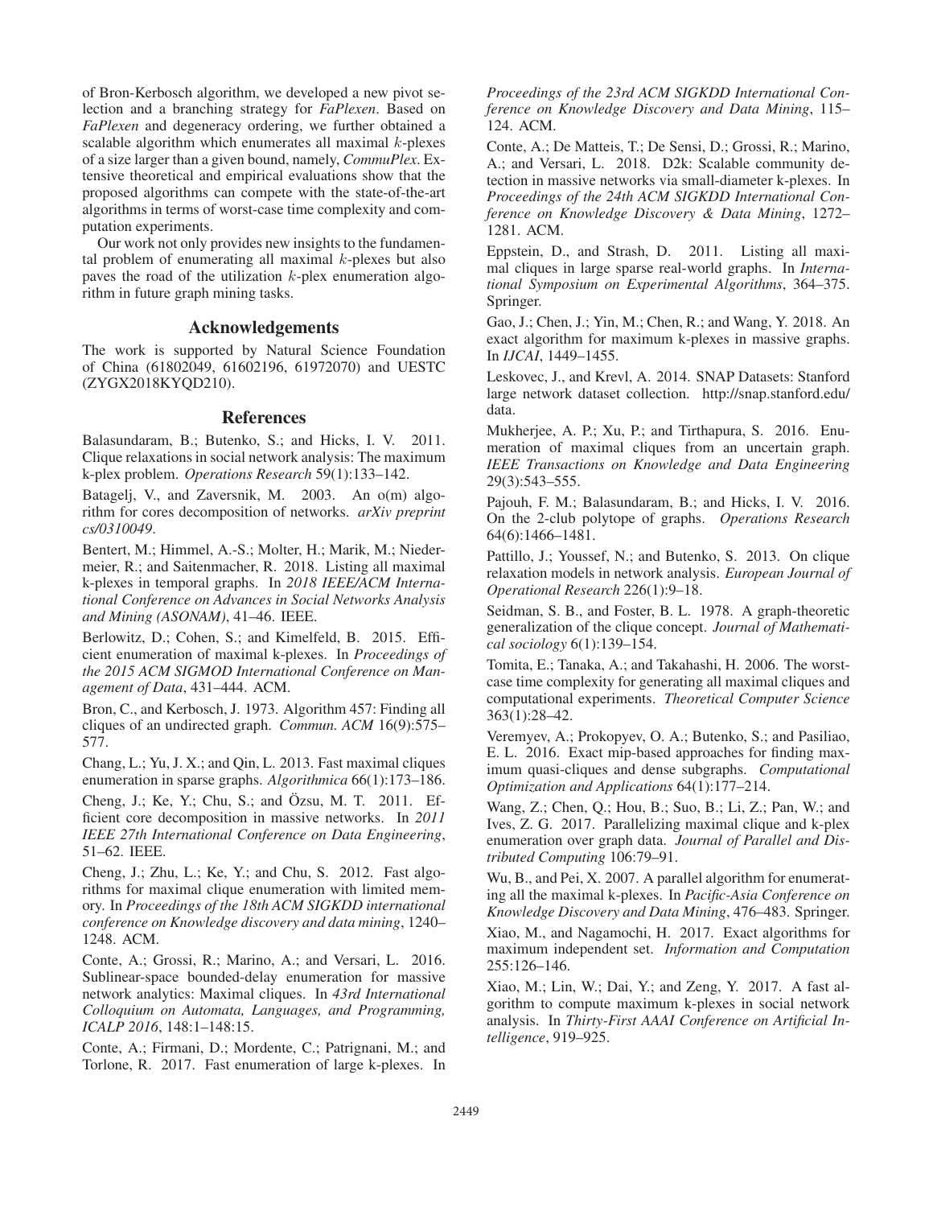of Bron-Kerbosch algorithm, we developed a new pivot selection and a branching strategy for *FaPlexen*. Based on *FaPlexen* and degeneracy ordering, we further obtained a scalable algorithm which enumerates all maximal $k$-plexes of a size larger than a given bound, namely, *CommuPlex*. Extensive theoretical and empirical evaluations show that the proposed algorithms can compete with the state-of-the-art algorithms in terms of worst-case time complexity and computation experiments.

Our work not only provides new insights to the fundamental problem of enumerating all maximal $k$-plexes but also paves the road of the utilization $k$-plex enumeration algorithm in future graph mining tasks.

## Acknowledgements

The work is supported by Natural Science Foundation of China (61802049, 61602196, 61972070) and UESTC (ZYGX2018KYQD210).

## References

Balasundaram, B.; Butenko, S.; and Hicks, I. V. 2011. Clique relaxations in social network analysis: The maximum k-plex problem. *Operations Research* 59(1):133–142.

Batagelj, V., and Zaversnik, M. 2003. An o(m) algorithm for cores decomposition of networks. *arXiv preprint cs/0310049*.

Bentert, M.; Himmel, A.-S.; Molter, H.; Marik, M.; Niedermeier, R.; and Saitenmacher, R. 2018. Listing all maximal k-plexes in temporal graphs. In *2018 IEEE/ACM International Conference on Advances in Social Networks Analysis and Mining (ASONAM)*, 41–46. IEEE.

Berlowitz, D.; Cohen, S.; and Kimelfeld, B. 2015. Efficient enumeration of maximal k-plexes. In *Proceedings of the 2015 ACM SIGMOD International Conference on Management of Data*, 431–444. ACM.

Bron, C., and Kerbosch, J. 1973. Algorithm 457: Finding all cliques of an undirected graph. *Commun. ACM* 16(9):575–577.

Chang, L.; Yu, J. X.; and Qin, L. 2013. Fast maximal cliques enumeration in sparse graphs. *Algorithmica* 66(1):173–186.

Cheng, J.; Ke, Y.; Chu, S.; and Özsu, M. T. 2011. Efficient core decomposition in massive networks. In *2011 IEEE 27th International Conference on Data Engineering*, 51–62. IEEE.

Cheng, J.; Zhu, L.; Ke, Y.; and Chu, S. 2012. Fast algorithms for maximal clique enumeration with limited memory. In *Proceedings of the 18th ACM SIGKDD international conference on Knowledge discovery and data mining*, 1240–1248. ACM.

Conte, A.; Grossi, R.; Marino, A.; and Versari, L. 2016. Sublinear-space bounded-delay enumeration for massive network analytics: Maximal cliques. In *43rd International Colloquium on Automata, Languages, and Programming, ICALP 2016*, 148:1–148:15.

Conte, A.; Firmani, D.; Mordente, C.; Patrignani, M.; and Torlone, R. 2017. Fast enumeration of large k-plexes. In *Proceedings of the 23rd ACM SIGKDD International Conference on Knowledge Discovery and Data Mining*, 115–124. ACM.

Conte, A.; De Matteis, T.; De Sensi, D.; Grossi, R.; Marino, A.; and Versari, L. 2018. D2k: Scalable community detection in massive networks via small-diameter k-plexes. In *Proceedings of the 24th ACM SIGKDD International Conference on Knowledge Discovery & Data Mining*, 1272–1281. ACM.

Eppstein, D., and Strash, D. 2011. Listing all maximal cliques in large sparse real-world graphs. In *International Symposium on Experimental Algorithms*, 364–375. Springer.

Gao, J.; Chen, J.; Yin, M.; Chen, R.; and Wang, Y. 2018. An exact algorithm for maximum k-plexes in massive graphs. In *IJCAI*, 1449–1455.

Leskovec, J., and Krevl, A. 2014. SNAP Datasets: Stanford large network dataset collection. http://snap.stanford.edu/data.

Mukherjee, A. P.; Xu, P.; and Tirthapura, S. 2016. Enumeration of maximal cliques from an uncertain graph. *IEEE Transactions on Knowledge and Data Engineering* 29(3):543–555.

Pajouh, F. M.; Balasundaram, B.; and Hicks, I. V. 2016. On the 2-club polytope of graphs. *Operations Research* 64(6):1466–1481.

Pattillo, J.; Youssef, N.; and Butenko, S. 2013. On clique relaxation models in network analysis. *European Journal of Operational Research* 226(1):9–18.

Seidman, S. B., and Foster, B. L. 1978. A graph-theoretic generalization of the clique concept. *Journal of Mathematical sociology* 6(1):139–154.

Tomita, E.; Tanaka, A.; and Takahashi, H. 2006. The worst-case time complexity for generating all maximal cliques and computational experiments. *Theoretical Computer Science* 363(1):28–42.

Veremyev, A.; Prokopyev, O. A.; Butenko, S.; and Pasiliao, E. L. 2016. Exact mip-based approaches for finding maximum quasi-cliques and dense subgraphs. *Computational Optimization and Applications* 64(1):177–214.

Wang, Z.; Chen, Q.; Hou, B.; Suo, B.; Li, Z.; Pan, W.; and Ives, Z. G. 2017. Parallelizing maximal clique and k-plex enumeration over graph data. *Journal of Parallel and Distributed Computing* 106:79–91.

Wu, B., and Pei, X. 2007. A parallel algorithm for enumerating all the maximal k-plexes. In *Pacific-Asia Conference on Knowledge Discovery and Data Mining*, 476–483. Springer.

Xiao, M., and Nagamochi, H. 2017. Exact algorithms for maximum independent set. *Information and Computation* 255:126–146.

Xiao, M.; Lin, W.; Dai, Y.; and Zeng, Y. 2017. A fast algorithm to compute maximum k-plexes in social network analysis. In *Thirty-First AAAI Conference on Artificial Intelligence*, 919–925.